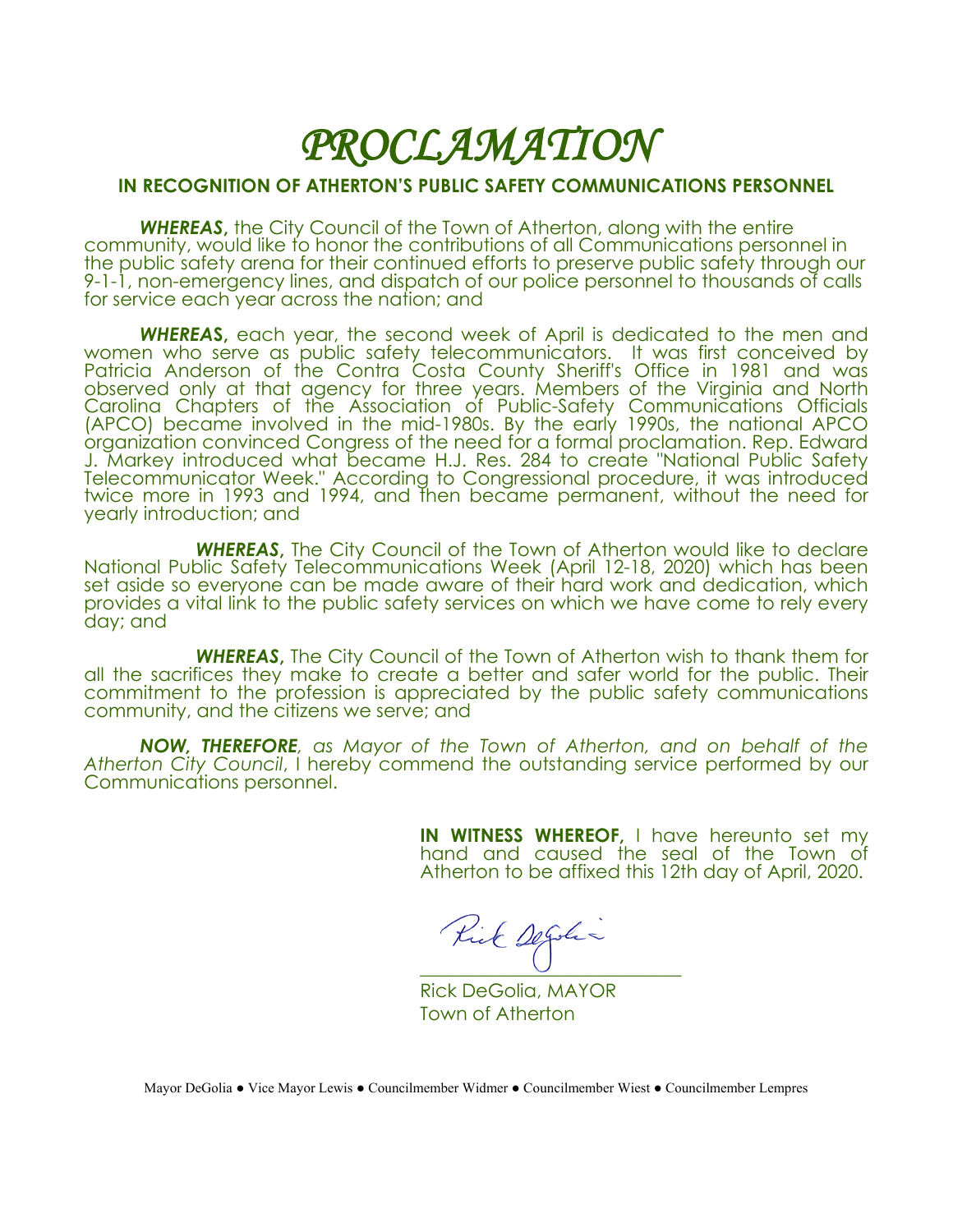# *PROCLAMATION*

## IN RECOGNITION OF ATHERTON'S PUBLIC SAFETY COMMUNICATIONS PERSONNEL

***WHEREAS*,** the City Council of the Town of Atherton, along with the entire community, would like to honor the contributions of all Communications personnel in the public safety arena for their continued efforts to preserve public safety through our 9-1-1, non-emergency lines, and dispatch of our police personnel to thousands of calls for service each year across the nation; and

***WHEREAS*,** each year, the second week of April is dedicated to the men and women who serve as public safety telecommunicators. It was first conceived by Patricia Anderson of the Contra Costa County Sheriff's Office in 1981 and was observed only at that agency for three years. Members of the Virginia and North Carolina Chapters of the Association of Public-Safety Communications Officials (APCO) became involved in the mid-1980s. By the early 1990s, the national APCO organization convinced Congress of the need for a formal proclamation. Rep. Edward J. Markey introduced what became H.J. Res. 284 to create "National Public Safety Telecommunicator Week." According to Congressional procedure, it was introduced twice more in 1993 and 1994, and then became permanent, without the need for yearly introduction; and

***WHEREAS*,** The City Council of the Town of Atherton would like to declare National Public Safety Telecommunications Week (April 12-18, 2020) which has been set aside so everyone can be made aware of their hard work and dedication, which provides a vital link to the public safety services on which we have come to rely every day; and

***WHEREAS*,** The City Council of the Town of Atherton wish to thank them for all the sacrifices they make to create a better and safer world for the public. Their commitment to the profession is appreciated by the public safety communications community, and the citizens we serve; and

***NOW, THEREFORE**, as Mayor of the Town of Atherton, and on behalf of the Atherton City Council*, I hereby commend the outstanding service performed by our Communications personnel.

**IN WITNESS WHEREOF,** I have hereunto set my hand and caused the seal of the Town of Atherton to be affixed this 12th day of April, 2020.

Rick DeGolia, MAYOR
Town of Atherton

Mayor DeGolia ● Vice Mayor Lewis ● Councilmember Widmer ● Councilmember Wiest ● Councilmember Lempres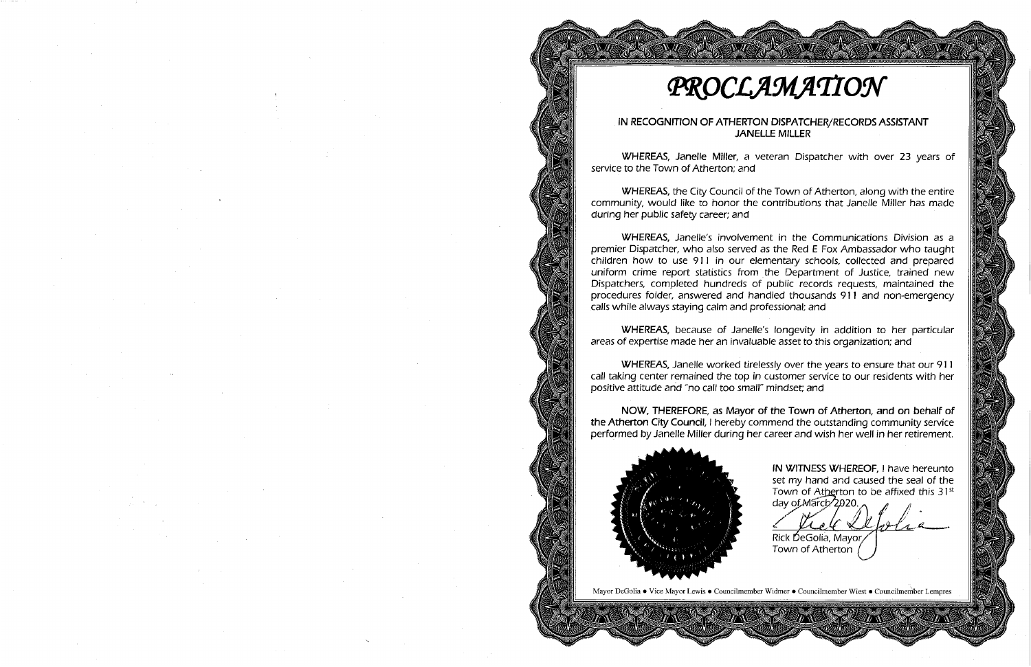# PROCLAMATION

## IN RECOGNITION OF ATHERTON DISPATCHER/RECORDS ASSISTANT JANELLE MILLER

**WHEREAS, Janelle Miller**, a veteran Dispatcher with over 23 years of service to the Town of Atherton; and

**WHEREAS,** the City Council of the Town of Atherton, along with the entire community, would like to honor the contributions that Janelle Miller has made during her public safety career; and

**WHEREAS,** Janelle's involvement in the Communications Division as a premier Dispatcher, who also served as the Red E Fox Ambassador who taught children how to use 911 in our elementary schools, collected and prepared uniform crime report statistics from the Department of Justice, trained new Dispatchers, completed hundreds of public records requests, maintained the procedures folder, answered and handled thousands 911 and non-emergency calls while always staying calm and professional; and

**WHEREAS,** because of Janelle's longevity in addition to her particular areas of expertise made her an invaluable asset to this organization; and

**WHEREAS,** Janelle worked tirelessly over the years to ensure that our 911 call taking center remained the top in customer service to our residents with her positive attitude and "no call too small" mindset; and

**NOW, THEREFORE, as Mayor of the Town of Atherton, and on behalf of the Atherton City Council,** I hereby commend the outstanding community service performed by Janelle Miller during her career and wish her well in her retirement.

**IN WITNESS WHEREOF,** I have hereunto set my hand and caused the seal of the Town of Atherton to be affixed this 31st day of March 2020.

Rick DeGolia, Mayor
Town of Atherton

Mayor DeGolia • Vice Mayor Lewis • Councilmember Widmer • Councilmember Wiest • Councilmember Lempres